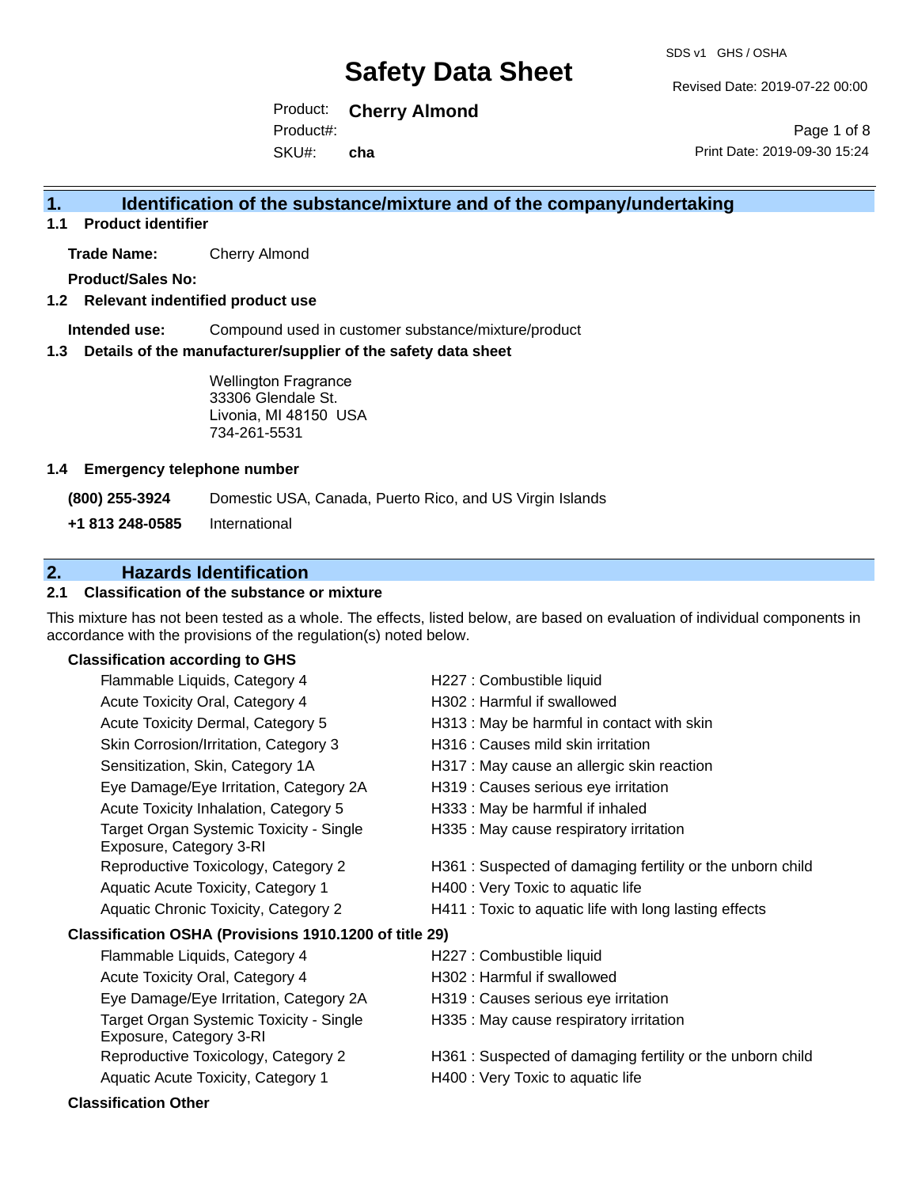# Safety Data Sheet

SDS v1 GHS / OSHA

Revised Date: 2019-07-22 00:00

Product: **Cherry Almond**

Product#:

SKU#: **cha**

Print Date: 2019-09-30 15:24

## 1. Identification of the substance/mixture and of the company/undertaking

### 1.1 Product identifier

**Trade Name:** Cherry Almond

**Product/Sales No:**

### 1.2 Relevant identified product use

**Intended use:** Compound used in customer substance/mixture/product

### 1.3 Details of the manufacturer/supplier of the safety data sheet

Wellington Fragrance
33306 Glendale St.
Livonia, MI 48150 USA
734-261-5531

### 1.4 Emergency telephone number

**(800) 255-3924** Domestic USA, Canada, Puerto Rico, and US Virgin Islands

**+1 813 248-0585** International

## 2. Hazards Identification

### 2.1 Classification of the substance or mixture

This mixture has not been tested as a whole. The effects, listed below, are based on evaluation of individual components in accordance with the provisions of the regulation(s) noted below.

**Classification according to GHS**

| Classification | Hazard Statement |
|---|---|
| Flammable Liquids, Category 4 | H227 : Combustible liquid |
| Acute Toxicity Oral, Category 4 | H302 : Harmful if swallowed |
| Acute Toxicity Dermal, Category 5 | H313 : May be harmful in contact with skin |
| Skin Corrosion/Irritation, Category 3 | H316 : Causes mild skin irritation |
| Sensitization, Skin, Category 1A | H317 : May cause an allergic skin reaction |
| Eye Damage/Eye Irritation, Category 2A | H319 : Causes serious eye irritation |
| Acute Toxicity Inhalation, Category 5 | H333 : May be harmful if inhaled |
| Target Organ Systemic Toxicity - Single Exposure, Category 3-RI | H335 : May cause respiratory irritation |
| Reproductive Toxicology, Category 2 | H361 : Suspected of damaging fertility or the unborn child |
| Aquatic Acute Toxicity, Category 1 | H400 : Very Toxic to aquatic life |
| Aquatic Chronic Toxicity, Category 2 | H411 : Toxic to aquatic life with long lasting effects |

**Classification OSHA (Provisions 1910.1200 of title 29)**

| Classification | Hazard Statement |
|---|---|
| Flammable Liquids, Category 4 | H227 : Combustible liquid |
| Acute Toxicity Oral, Category 4 | H302 : Harmful if swallowed |
| Eye Damage/Eye Irritation, Category 2A | H319 : Causes serious eye irritation |
| Target Organ Systemic Toxicity - Single Exposure, Category 3-RI | H335 : May cause respiratory irritation |
| Reproductive Toxicology, Category 2 | H361 : Suspected of damaging fertility or the unborn child |
| Aquatic Acute Toxicity, Category 1 | H400 : Very Toxic to aquatic life |

**Classification Other**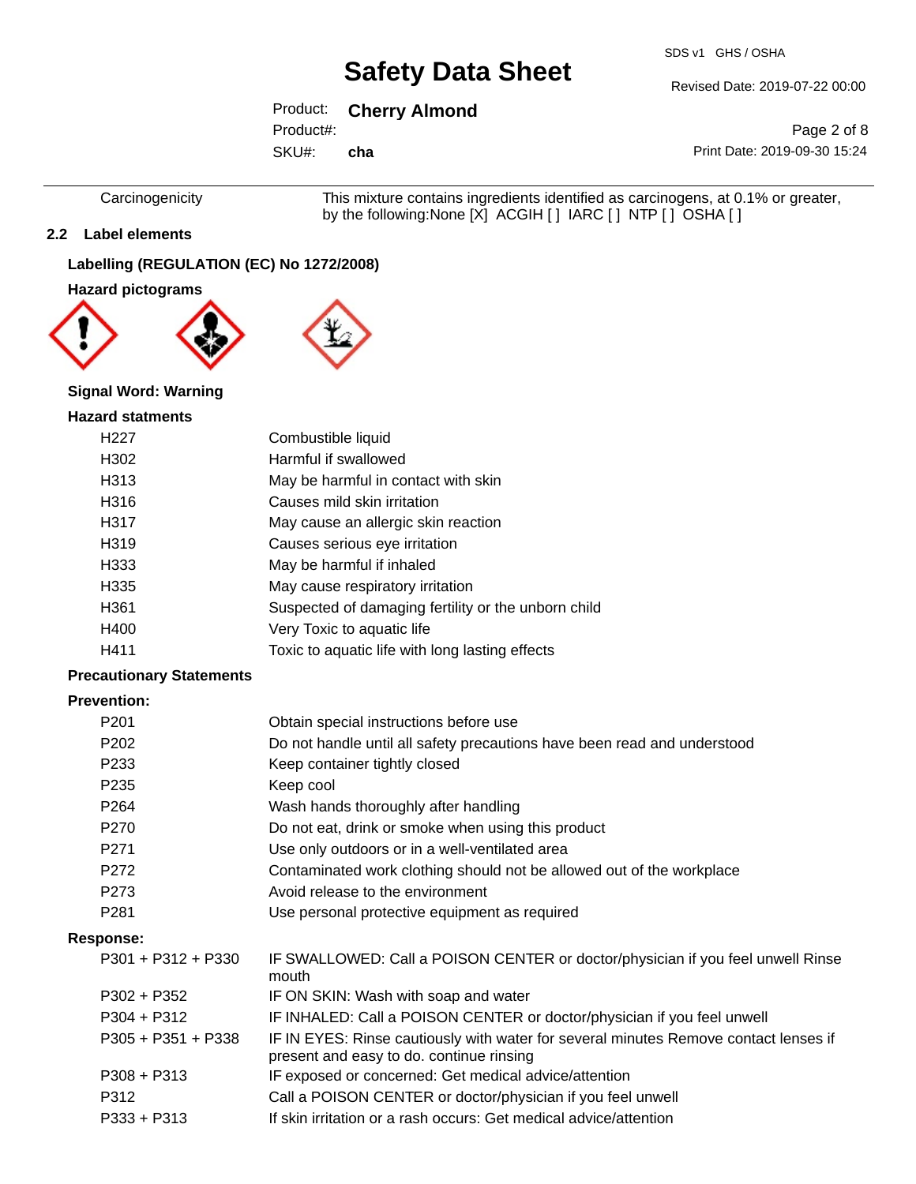| | |
|---|---|
| Carcinogenicity | This mixture contains ingredients identified as carcinogens, at 0.1% or greater, by the following:None [X] ACGIH [ ] IARC [ ] NTP [ ] OSHA [ ] |

## 2.2 Label elements

### Labelling (REGULATION (EC) No 1272/2008)

### Hazard pictograms

**Signal Word: Warning**

### Hazard statments

| | |
|---|---|
| H227 | Combustible liquid |
| H302 | Harmful if swallowed |
| H313 | May be harmful in contact with skin |
| H316 | Causes mild skin irritation |
| H317 | May cause an allergic skin reaction |
| H319 | Causes serious eye irritation |
| H333 | May be harmful if inhaled |
| H335 | May cause respiratory irritation |
| H361 | Suspected of damaging fertility or the unborn child |
| H400 | Very Toxic to aquatic life |
| H411 | Toxic to aquatic life with long lasting effects |

### Precautionary Statements

**Prevention:**

| | |
|---|---|
| P201 | Obtain special instructions before use |
| P202 | Do not handle until all safety precautions have been read and understood |
| P233 | Keep container tightly closed |
| P235 | Keep cool |
| P264 | Wash hands thoroughly after handling |
| P270 | Do not eat, drink or smoke when using this product |
| P271 | Use only outdoors or in a well-ventilated area |
| P272 | Contaminated work clothing should not be allowed out of the workplace |
| P273 | Avoid release to the environment |
| P281 | Use personal protective equipment as required |

**Response:**

| | |
|---|---|
| P301 + P312 + P330 | IF SWALLOWED: Call a POISON CENTER or doctor/physician if you feel unwell Rinse mouth |
| P302 + P352 | IF ON SKIN: Wash with soap and water |
| P304 + P312 | IF INHALED: Call a POISON CENTER or doctor/physician if you feel unwell |
| P305 + P351 + P338 | IF IN EYES: Rinse cautiously with water for several minutes Remove contact lenses if present and easy to do. continue rinsing |
| P308 + P313 | IF exposed or concerned: Get medical advice/attention |
| P312 | Call a POISON CENTER or doctor/physician if you feel unwell |
| P333 + P313 | If skin irritation or a rash occurs: Get medical advice/attention |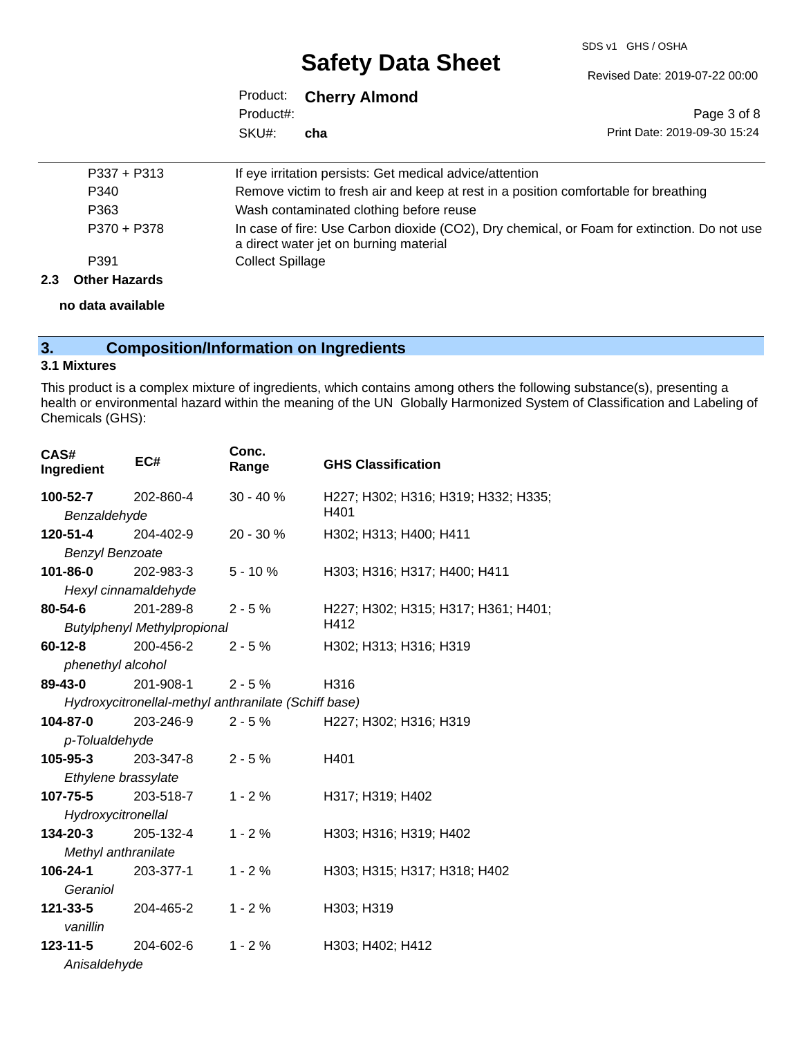| | |
|---|---|
| P337 + P313 | If eye irritation persists: Get medical advice/attention |
| P340 | Remove victim to fresh air and keep at rest in a position comfortable for breathing |
| P363 | Wash contaminated clothing before reuse |
| P370 + P378 | In case of fire: Use Carbon dioxide (CO2), Dry chemical, or Foam for extinction. Do not use a direct water jet on burning material |
| P391 | Collect Spillage |

### 2.3 Other Hazards

**no data available**

## 3. Composition/Information on Ingredients

### 3.1 Mixtures

This product is a complex mixture of ingredients, which contains among others the following substance(s), presenting a health or environmental hazard within the meaning of the UN Globally Harmonized System of Classification and Labeling of Chemicals (GHS):

| CAS# Ingredient | EC# | Conc. Range | GHS Classification |
|---|---|---|---|
| **100-52-7** *Benzaldehyde* | 202-860-4 | 30 - 40 % | H227; H302; H316; H319; H332; H335; H401 |
| **120-51-4** *Benzyl Benzoate* | 204-402-9 | 20 - 30 % | H302; H313; H400; H411 |
| **101-86-0** *Hexyl cinnamaldehyde* | 202-983-3 | 5 - 10 % | H303; H316; H317; H400; H411 |
| **80-54-6** *Butylphenyl Methylpropional* | 201-289-8 | 2 - 5 % | H227; H302; H315; H317; H361; H401; H412 |
| **60-12-8** *phenethyl alcohol* | 200-456-2 | 2 - 5 % | H302; H313; H316; H319 |
| **89-43-0** *Hydroxycitronellal-methyl anthranilate (Schiff base)* | 201-908-1 | 2 - 5 % | H316 |
| **104-87-0** *p-Tolualdehyde* | 203-246-9 | 2 - 5 % | H227; H302; H316; H319 |
| **105-95-3** *Ethylene brassylate* | 203-347-8 | 2 - 5 % | H401 |
| **107-75-5** *Hydroxycitronellal* | 203-518-7 | 1 - 2 % | H317; H319; H402 |
| **134-20-3** *Methyl anthranilate* | 205-132-4 | 1 - 2 % | H303; H316; H319; H402 |
| **106-24-1** *Geraniol* | 203-377-1 | 1 - 2 % | H303; H315; H317; H318; H402 |
| **121-33-5** *vanillin* | 204-465-2 | 1 - 2 % | H303; H319 |
| **123-11-5** *Anisaldehyde* | 204-602-6 | 1 - 2 % | H303; H402; H412 |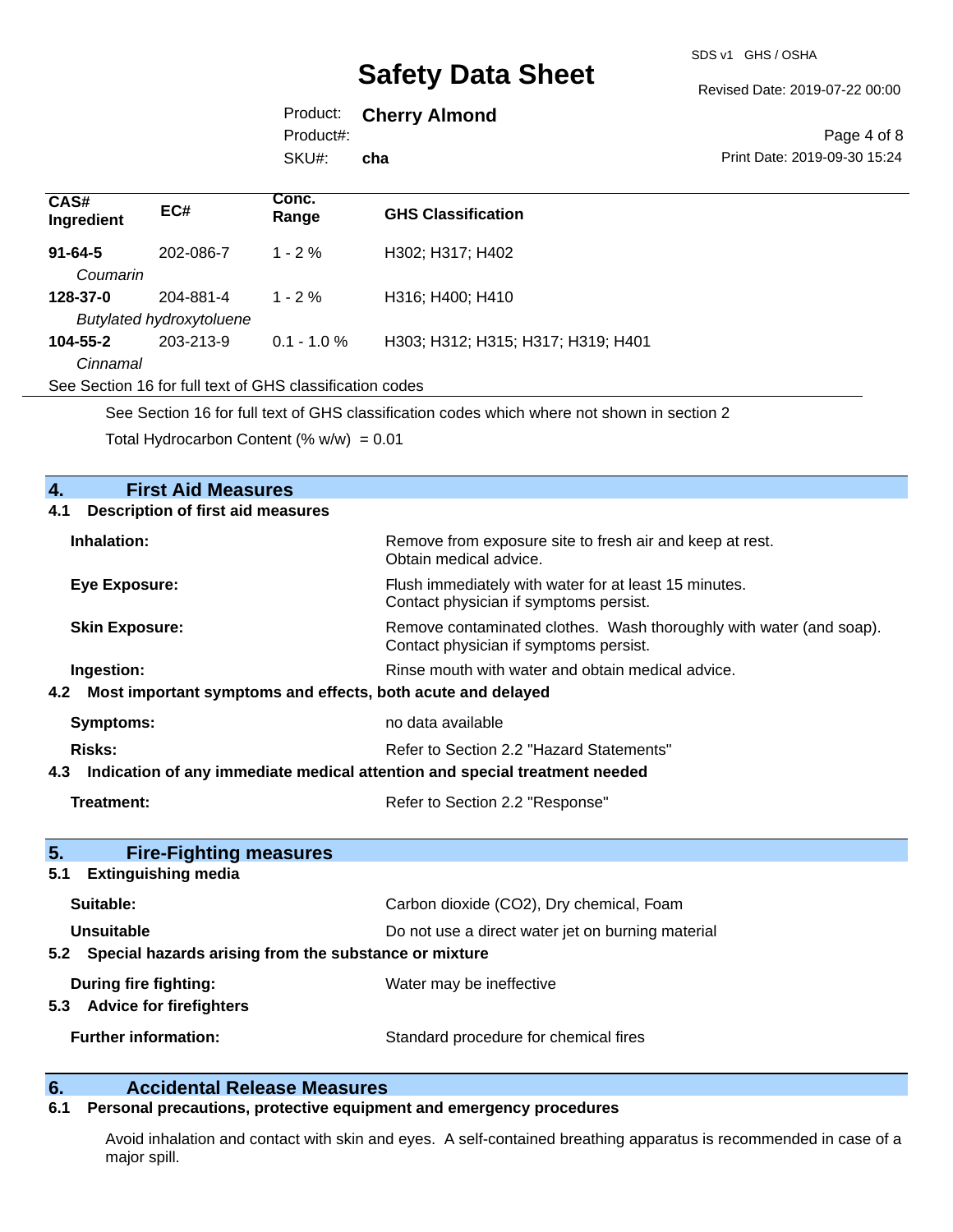| CAS# Ingredient | EC# | Conc. Range | GHS Classification |
| --- | --- | --- | --- |
| **91-64-5** *Coumarin* | 202-086-7 | 1 - 2 % | H302; H317; H402 |
| **128-37-0** *Butylated hydroxytoluene* | 204-881-4 | 1 - 2 % | H316; H400; H410 |
| **104-55-2** *Cinnamal* | 203-213-9 | 0.1 - 1.0 % | H303; H312; H315; H317; H319; H401 |

See Section 16 for full text of GHS classification codes

See Section 16 for full text of GHS classification codes which where not shown in section 2

Total Hydrocarbon Content (% w/w) = 0.01

## 4. First Aid Measures

### 4.1 Description of first aid measures

**Inhalation:** Remove from exposure site to fresh air and keep at rest. Obtain medical advice.

**Eye Exposure:** Flush immediately with water for at least 15 minutes. Contact physician if symptoms persist.

**Skin Exposure:** Remove contaminated clothes. Wash thoroughly with water (and soap). Contact physician if symptoms persist.

**Ingestion:** Rinse mouth with water and obtain medical advice.

### 4.2 Most important symptoms and effects, both acute and delayed

**Symptoms:** no data available

**Risks:** Refer to Section 2.2 "Hazard Statements"

### 4.3 Indication of any immediate medical attention and special treatment needed

**Treatment:** Refer to Section 2.2 "Response"

## 5. Fire-Fighting measures

### 5.1 Extinguishing media

**Suitable:** Carbon dioxide ($CO_2$), Dry chemical, Foam

**Unsuitable** Do not use a direct water jet on burning material

### 5.2 Special hazards arising from the substance or mixture

**During fire fighting:** Water may be ineffective

### 5.3 Advice for firefighters

**Further information:** Standard procedure for chemical fires

## 6. Accidental Release Measures

### 6.1 Personal precautions, protective equipment and emergency procedures

Avoid inhalation and contact with skin and eyes. A self-contained breathing apparatus is recommended in case of a major spill.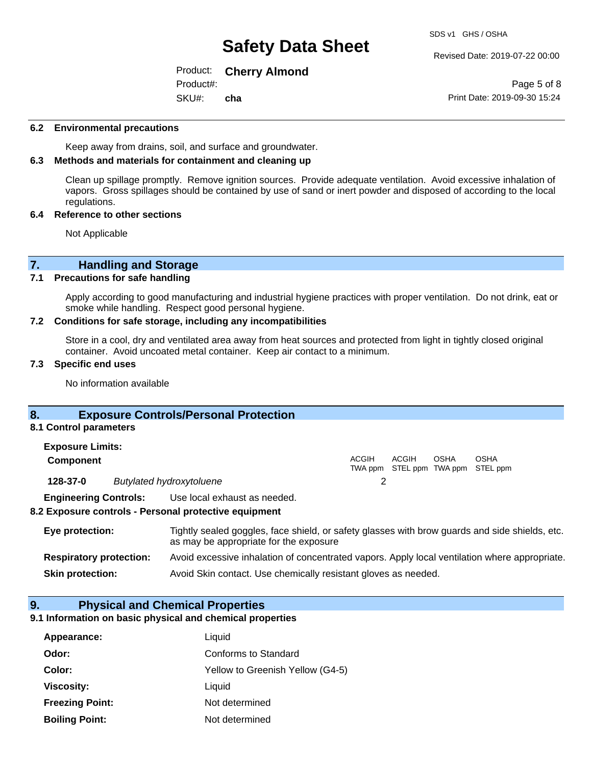### 6.2 Environmental precautions

Keep away from drains, soil, and surface and groundwater.

### 6.3 Methods and materials for containment and cleaning up

Clean up spillage promptly. Remove ignition sources. Provide adequate ventilation. Avoid excessive inhalation of vapors. Gross spillages should be contained by use of sand or inert powder and disposed of according to the local regulations.

### 6.4 Reference to other sections

Not Applicable

## 7. Handling and Storage

### 7.1 Precautions for safe handling

Apply according to good manufacturing and industrial hygiene practices with proper ventilation. Do not drink, eat or smoke while handling. Respect good personal hygiene.

### 7.2 Conditions for safe storage, including any incompatibilities

Store in a cool, dry and ventilated area away from heat sources and protected from light in tightly closed original container. Avoid uncoated metal container. Keep air contact to a minimum.

### 7.3 Specific end uses

No information available

## 8. Exposure Controls/Personal Protection

### 8.1 Control parameters

**Exposure Limits:**

| **Component** | | ACGIH TWA ppm | ACGIH STEL ppm | OSHA TWA ppm | OSHA STEL ppm |
|---|---|---|---|---|---|
| **128-37-0** | *Butylated hydroxytoluene* | 2 | | | |

**Engineering Controls:** Use local exhaust as needed.

### 8.2 Exposure controls - Personal protective equipment

**Eye protection:** Tightly sealed goggles, face shield, or safety glasses with brow guards and side shields, etc. as may be appropriate for the exposure

**Respiratory protection:** Avoid excessive inhalation of concentrated vapors. Apply local ventilation where appropriate.

**Skin protection:** Avoid Skin contact. Use chemically resistant gloves as needed.

## 9. Physical and Chemical Properties

### 9.1 Information on basic physical and chemical properties

**Appearance:** Liquid

**Odor:** Conforms to Standard

**Color:** Yellow to Greenish Yellow (G4-5)

**Viscosity:** Liquid

**Freezing Point:** Not determined

**Boiling Point:** Not determined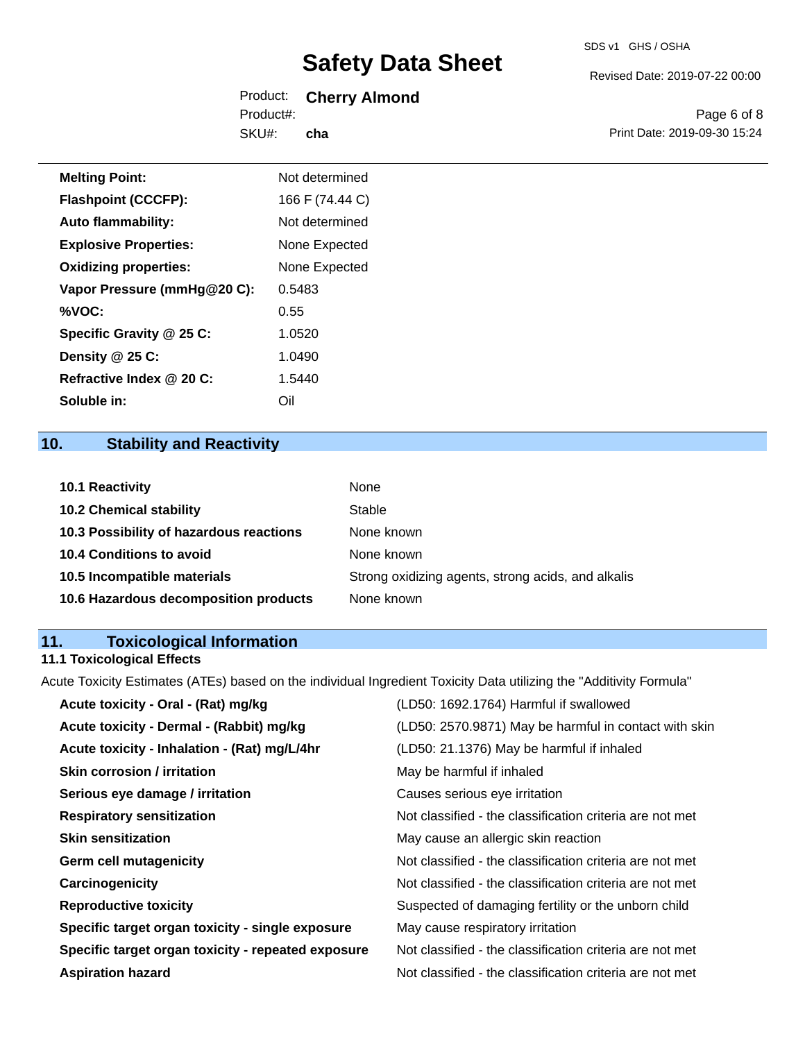| | |
|---|---|
| **Melting Point:** | Not determined |
| **Flashpoint (CCCFP):** | 166 F (74.44 C) |
| **Auto flammability:** | Not determined |
| **Explosive Properties:** | None Expected |
| **Oxidizing properties:** | None Expected |
| **Vapor Pressure (mmHg@20 C):** | 0.5483 |
| **%VOC:** | 0.55 |
| **Specific Gravity @ 25 C:** | 1.0520 |
| **Density @ 25 C:** | 1.0490 |
| **Refractive Index @ 20 C:** | 1.5440 |
| **Soluble in:** | Oil |

## 10. Stability and Reactivity

| | |
|---|---|
| **10.1 Reactivity** | None |
| **10.2 Chemical stability** | Stable |
| **10.3 Possibility of hazardous reactions** | None known |
| **10.4 Conditions to avoid** | None known |
| **10.5 Incompatible materials** | Strong oxidizing agents, strong acids, and alkalis |
| **10.6 Hazardous decomposition products** | None known |

## 11. Toxicological Information

### 11.1 Toxicological Effects

Acute Toxicity Estimates (ATEs) based on the individual Ingredient Toxicity Data utilizing the "Additivity Formula"

| | |
|---|---|
| **Acute toxicity - Oral - (Rat) mg/kg** | (LD50: 1692.1764) Harmful if swallowed |
| **Acute toxicity - Dermal - (Rabbit) mg/kg** | (LD50: 2570.9871) May be harmful in contact with skin |
| **Acute toxicity - Inhalation - (Rat) mg/L/4hr** | (LD50: 21.1376) May be harmful if inhaled |
| **Skin corrosion / irritation** | May be harmful if inhaled |
| **Serious eye damage / irritation** | Causes serious eye irritation |
| **Respiratory sensitization** | Not classified - the classification criteria are not met |
| **Skin sensitization** | May cause an allergic skin reaction |
| **Germ cell mutagenicity** | Not classified - the classification criteria are not met |
| **Carcinogenicity** | Not classified - the classification criteria are not met |
| **Reproductive toxicity** | Suspected of damaging fertility or the unborn child |
| **Specific target organ toxicity - single exposure** | May cause respiratory irritation |
| **Specific target organ toxicity - repeated exposure** | Not classified - the classification criteria are not met |
| **Aspiration hazard** | Not classified - the classification criteria are not met |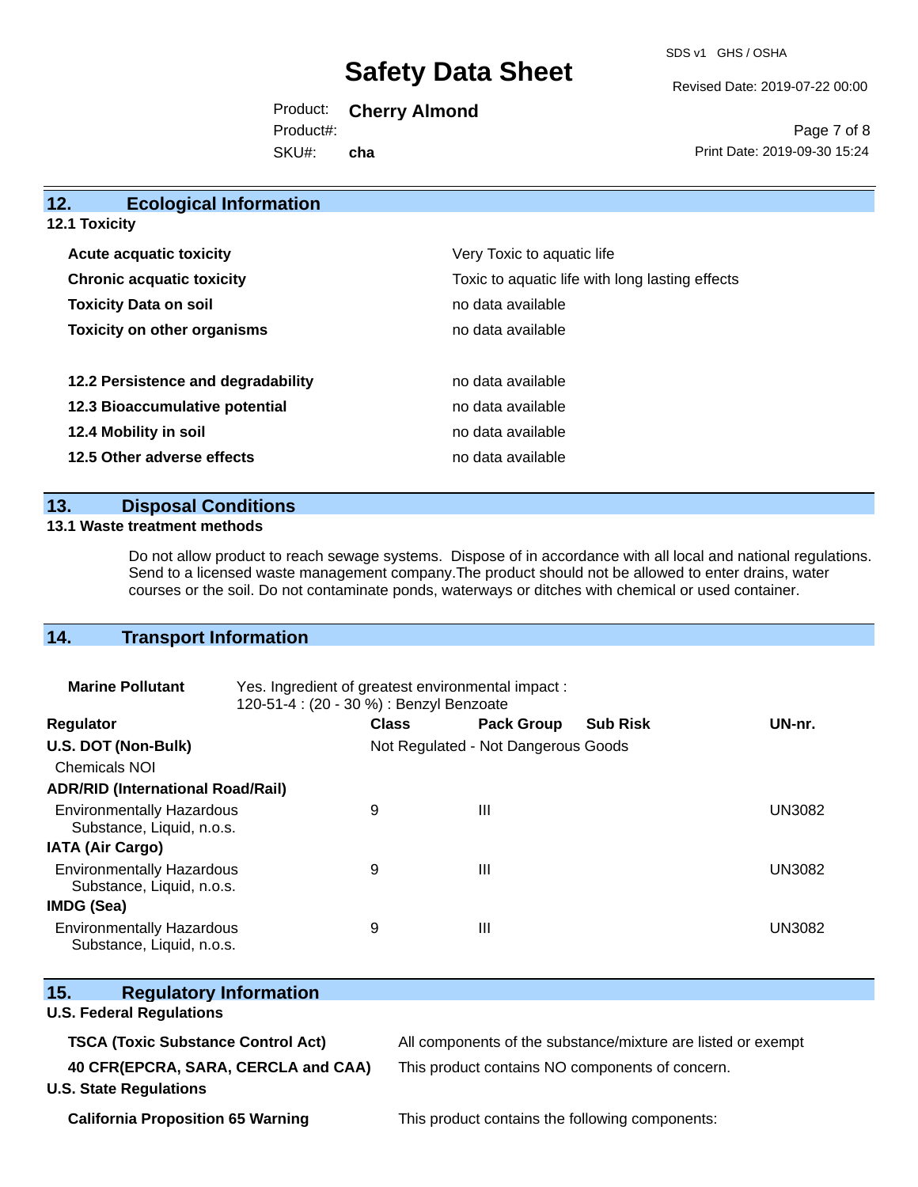## 12. Ecological Information

### 12.1 Toxicity

| | |
|---|---|
| **Acute acquatic toxicity** | Very Toxic to aquatic life |
| **Chronic acquatic toxicity** | Toxic to aquatic life with long lasting effects |
| **Toxicity Data on soil** | no data available |
| **Toxicity on other organisms** | no data available |
| **12.2 Persistence and degradability** | no data available |
| **12.3 Bioaccumulative potential** | no data available |
| **12.4 Mobility in soil** | no data available |
| **12.5 Other adverse effects** | no data available |

## 13. Disposal Conditions

### 13.1 Waste treatment methods

Do not allow product to reach sewage systems. Dispose of in accordance with all local and national regulations. Send to a licensed waste management company.The product should not be allowed to enter drains, water courses or the soil. Do not contaminate ponds, waterways or ditches with chemical or used container.

## 14. Transport Information

**Marine Pollutant** Yes. Ingredient of greatest environmental impact :
120-51-4 : (20 - 30 %) : Benzyl Benzoate

| Regulator | Class | Pack Group | Sub Risk | UN-nr. |
|---|---|---|---|---|
| **U.S. DOT (Non-Bulk)** | Not Regulated - Not Dangerous Goods | | | |
| Chemicals NOI | | | | |
| **ADR/RID (International Road/Rail)** | | | | |
| Environmentally Hazardous Substance, Liquid, n.o.s. | 9 | III | | UN3082 |
| **IATA (Air Cargo)** | | | | |
| Environmentally Hazardous Substance, Liquid, n.o.s. | 9 | III | | UN3082 |
| **IMDG (Sea)** | | | | |
| Environmentally Hazardous Substance, Liquid, n.o.s. | 9 | III | | UN3082 |

## 15. Regulatory Information

**U.S. Federal Regulations**

| | |
|---|---|
| **TSCA (Toxic Substance Control Act)** | All components of the substance/mixture are listed or exempt |
| **40 CFR(EPCRA, SARA, CERCLA and CAA)** | This product contains NO components of concern. |

**U.S. State Regulations**

| | |
|---|---|
| **California Proposition 65 Warning** | This product contains the following components: |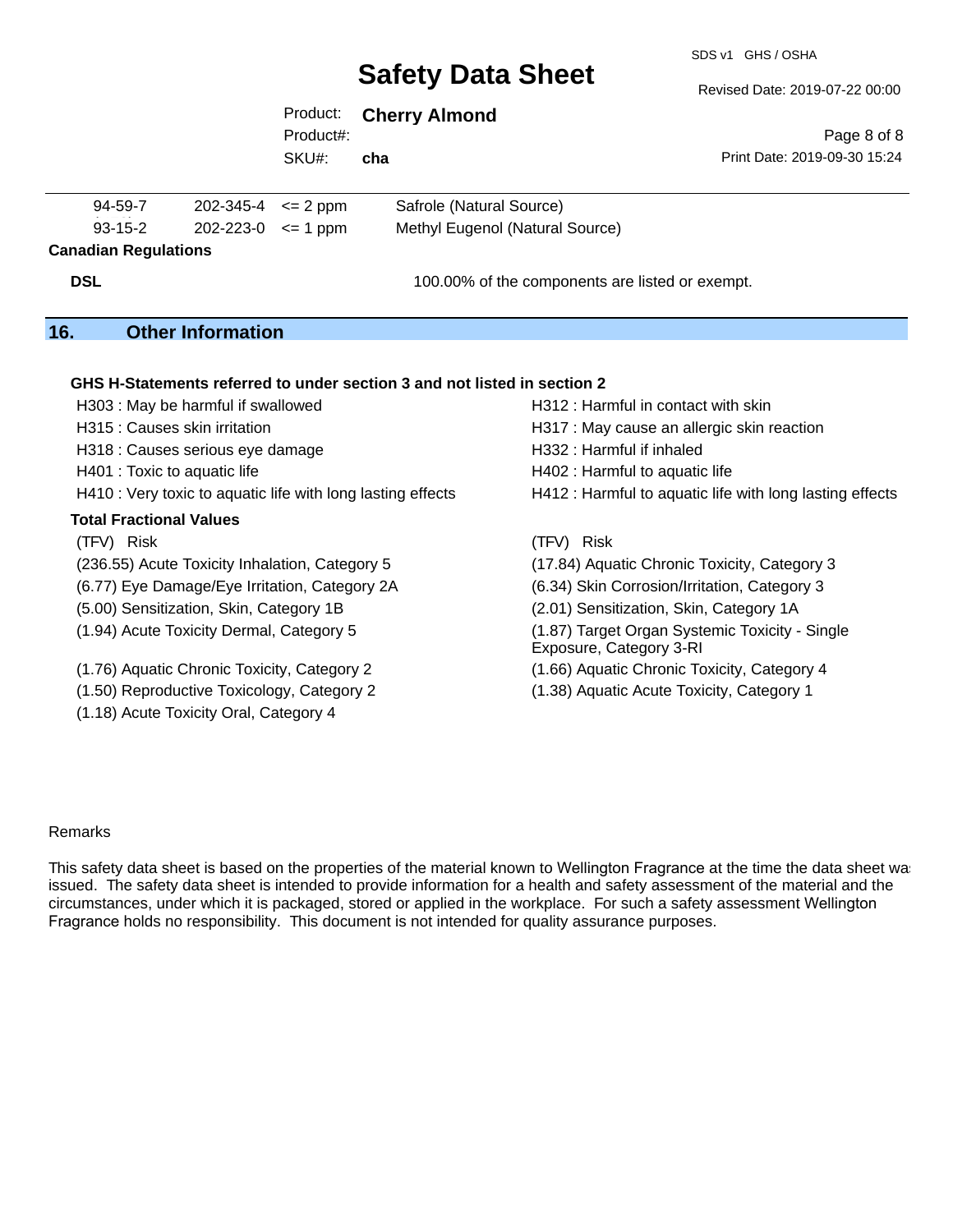| | | | |
|---|---|---|---|
| 94-59-7 | 202-345-4 | <= 2 ppm | Safrole (Natural Source) |
| 93-15-2 | 202-223-0 | <= 1 ppm | Methyl Eugenol (Natural Source) |

**Canadian Regulations**

**DSL** 100.00% of the components are listed or exempt.

## 16. Other Information

**GHS H-Statements referred to under section 3 and not listed in section 2**

H303 : May be harmful if swallowed
H312 : Harmful in contact with skin
H315 : Causes skin irritation
H317 : May cause an allergic skin reaction
H318 : Causes serious eye damage
H332 : Harmful if inhaled
H401 : Toxic to aquatic life
H402 : Harmful to aquatic life
H410 : Very toxic to aquatic life with long lasting effects
H412 : Harmful to aquatic life with long lasting effects

**Total Fractional Values**

(TFV) Risk

(236.55) Acute Toxicity Inhalation, Category 5
(17.84) Aquatic Chronic Toxicity, Category 3
(6.77) Eye Damage/Eye Irritation, Category 2A
(6.34) Skin Corrosion/Irritation, Category 3
(5.00) Sensitization, Skin, Category 1B
(2.01) Sensitization, Skin, Category 1A
(1.94) Acute Toxicity Dermal, Category 5
(1.87) Target Organ Systemic Toxicity - Single Exposure, Category 3-RI
(1.76) Aquatic Chronic Toxicity, Category 2
(1.66) Aquatic Chronic Toxicity, Category 4
(1.50) Reproductive Toxicology, Category 2
(1.38) Aquatic Acute Toxicity, Category 1
(1.18) Acute Toxicity Oral, Category 4

Remarks

This safety data sheet is based on the properties of the material known to Wellington Fragrance at the time the data sheet was issued. The safety data sheet is intended to provide information for a health and safety assessment of the material and the circumstances, under which it is packaged, stored or applied in the workplace. For such a safety assessment Wellington Fragrance holds no responsibility. This document is not intended for quality assurance purposes.